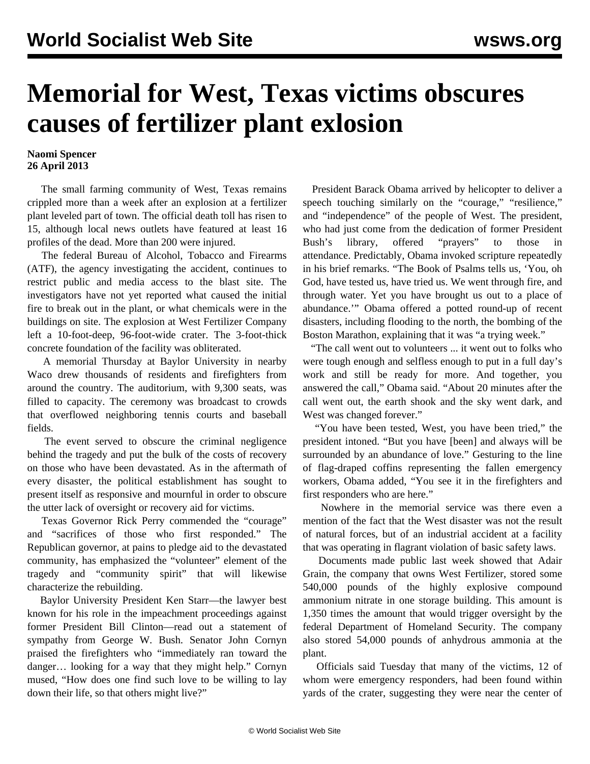# Memorial for West, Texas victims obscures causes of fertilizer plant exlosion

**Naomi Spencer**
**26 April 2013**

The small farming community of West, Texas remains crippled more than a week after an explosion at a fertilizer plant leveled part of town. The official death toll has risen to 15, although local news outlets have featured at least 16 profiles of the dead. More than 200 were injured.

The federal Bureau of Alcohol, Tobacco and Firearms (ATF), the agency investigating the accident, continues to restrict public and media access to the blast site. The investigators have not yet reported what caused the initial fire to break out in the plant, or what chemicals were in the buildings on site. The explosion at West Fertilizer Company left a 10-foot-deep, 96-foot-wide crater. The 3-foot-thick concrete foundation of the facility was obliterated.

A memorial Thursday at Baylor University in nearby Waco drew thousands of residents and firefighters from around the country. The auditorium, with 9,300 seats, was filled to capacity. The ceremony was broadcast to crowds that overflowed neighboring tennis courts and baseball fields.

The event served to obscure the criminal negligence behind the tragedy and put the bulk of the costs of recovery on those who have been devastated. As in the aftermath of every disaster, the political establishment has sought to present itself as responsive and mournful in order to obscure the utter lack of oversight or recovery aid for victims.

Texas Governor Rick Perry commended the "courage" and "sacrifices of those who first responded." The Republican governor, at pains to pledge aid to the devastated community, has emphasized the "volunteer" element of the tragedy and "community spirit" that will likewise characterize the rebuilding.

Baylor University President Ken Starr—the lawyer best known for his role in the impeachment proceedings against former President Bill Clinton—read out a statement of sympathy from George W. Bush. Senator John Cornyn praised the firefighters who "immediately ran toward the danger… looking for a way that they might help." Cornyn mused, "How does one find such love to be willing to lay down their life, so that others might live?"

President Barack Obama arrived by helicopter to deliver a speech touching similarly on the "courage," "resilience," and "independence" of the people of West. The president, who had just come from the dedication of former President Bush's library, offered "prayers" to those in attendance. Predictably, Obama invoked scripture repeatedly in his brief remarks. "The Book of Psalms tells us, 'You, oh God, have tested us, have tried us. We went through fire, and through water. Yet you have brought us out to a place of abundance.'" Obama offered a potted round-up of recent disasters, including flooding to the north, the bombing of the Boston Marathon, explaining that it was "a trying week."

"The call went out to volunteers ... it went out to folks who were tough enough and selfless enough to put in a full day's work and still be ready for more. And together, you answered the call," Obama said. "About 20 minutes after the call went out, the earth shook and the sky went dark, and West was changed forever."

"You have been tested, West, you have been tried," the president intoned. "But you have [been] and always will be surrounded by an abundance of love." Gesturing to the line of flag-draped coffins representing the fallen emergency workers, Obama added, "You see it in the firefighters and first responders who are here."

Nowhere in the memorial service was there even a mention of the fact that the West disaster was not the result of natural forces, but of an industrial accident at a facility that was operating in flagrant violation of basic safety laws.

Documents made public last week showed that Adair Grain, the company that owns West Fertilizer, stored some 540,000 pounds of the highly explosive compound ammonium nitrate in one storage building. This amount is 1,350 times the amount that would trigger oversight by the federal Department of Homeland Security. The company also stored 54,000 pounds of anhydrous ammonia at the plant.

Officials said Tuesday that many of the victims, 12 of whom were emergency responders, had been found within yards of the crater, suggesting they were near the center of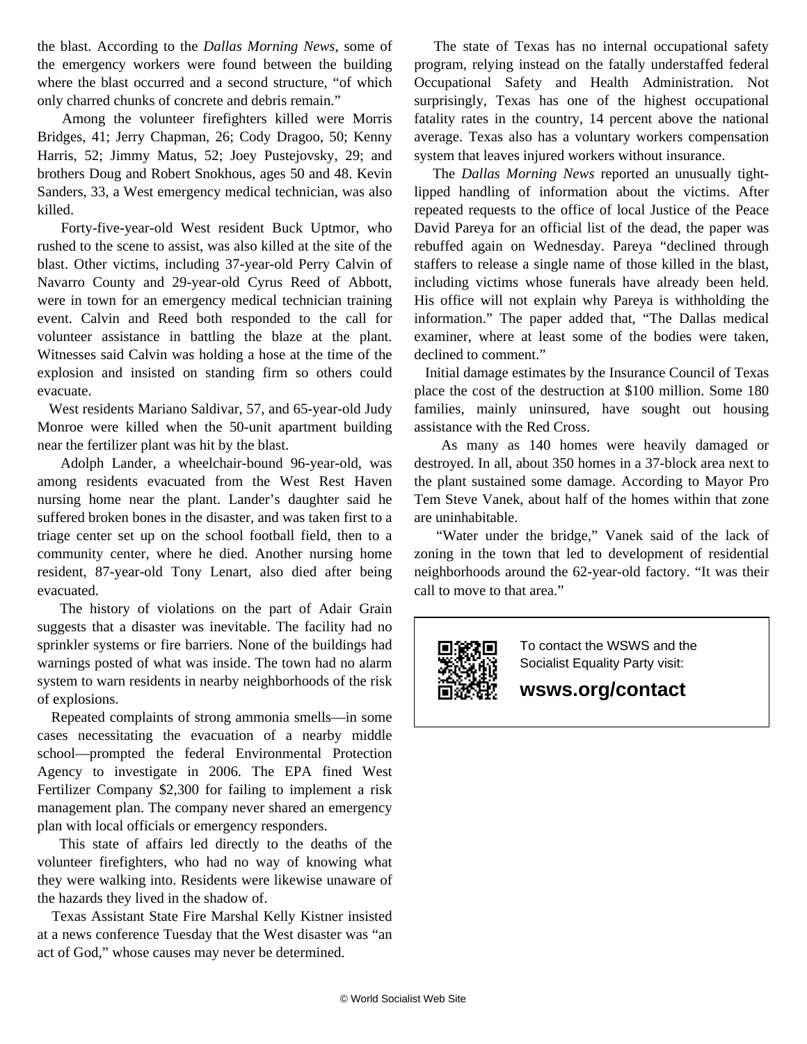the blast. According to the *Dallas Morning News*, some of the emergency workers were found between the building where the blast occurred and a second structure, "of which only charred chunks of concrete and debris remain."

Among the volunteer firefighters killed were Morris Bridges, 41; Jerry Chapman, 26; Cody Dragoo, 50; Kenny Harris, 52; Jimmy Matus, 52; Joey Pustejovsky, 29; and brothers Doug and Robert Snokhous, ages 50 and 48. Kevin Sanders, 33, a West emergency medical technician, was also killed.

Forty-five-year-old West resident Buck Uptmor, who rushed to the scene to assist, was also killed at the site of the blast. Other victims, including 37-year-old Perry Calvin of Navarro County and 29-year-old Cyrus Reed of Abbott, were in town for an emergency medical technician training event. Calvin and Reed both responded to the call for volunteer assistance in battling the blaze at the plant. Witnesses said Calvin was holding a hose at the time of the explosion and insisted on standing firm so others could evacuate.

West residents Mariano Saldivar, 57, and 65-year-old Judy Monroe were killed when the 50-unit apartment building near the fertilizer plant was hit by the blast.

Adolph Lander, a wheelchair-bound 96-year-old, was among residents evacuated from the West Rest Haven nursing home near the plant. Lander's daughter said he suffered broken bones in the disaster, and was taken first to a triage center set up on the school football field, then to a community center, where he died. Another nursing home resident, 87-year-old Tony Lenart, also died after being evacuated.

The history of violations on the part of Adair Grain suggests that a disaster was inevitable. The facility had no sprinkler systems or fire barriers. None of the buildings had warnings posted of what was inside. The town had no alarm system to warn residents in nearby neighborhoods of the risk of explosions.

Repeated complaints of strong ammonia smells—in some cases necessitating the evacuation of a nearby middle school—prompted the federal Environmental Protection Agency to investigate in 2006. The EPA fined West Fertilizer Company $2,300 for failing to implement a risk management plan. The company never shared an emergency plan with local officials or emergency responders.

This state of affairs led directly to the deaths of the volunteer firefighters, who had no way of knowing what they were walking into. Residents were likewise unaware of the hazards they lived in the shadow of.

Texas Assistant State Fire Marshal Kelly Kistner insisted at a news conference Tuesday that the West disaster was "an act of God," whose causes may never be determined.

The state of Texas has no internal occupational safety program, relying instead on the fatally understaffed federal Occupational Safety and Health Administration. Not surprisingly, Texas has one of the highest occupational fatality rates in the country, 14 percent above the national average. Texas also has a voluntary workers compensation system that leaves injured workers without insurance.

The *Dallas Morning News* reported an unusually tight-lipped handling of information about the victims. After repeated requests to the office of local Justice of the Peace David Pareya for an official list of the dead, the paper was rebuffed again on Wednesday. Pareya "declined through staffers to release a single name of those killed in the blast, including victims whose funerals have already been held. His office will not explain why Pareya is withholding the information." The paper added that, "The Dallas medical examiner, where at least some of the bodies were taken, declined to comment."

Initial damage estimates by the Insurance Council of Texas place the cost of the destruction at $100 million. Some 180 families, mainly uninsured, have sought out housing assistance with the Red Cross.

As many as 140 homes were heavily damaged or destroyed. In all, about 350 homes in a 37-block area next to the plant sustained some damage. According to Mayor Pro Tem Steve Vanek, about half of the homes within that zone are uninhabitable.

"Water under the bridge," Vanek said of the lack of zoning in the town that led to development of residential neighborhoods around the 62-year-old factory. "It was their call to move to that area."

To contact the WSWS and the Socialist Equality Party visit:

**wsws.org/contact**